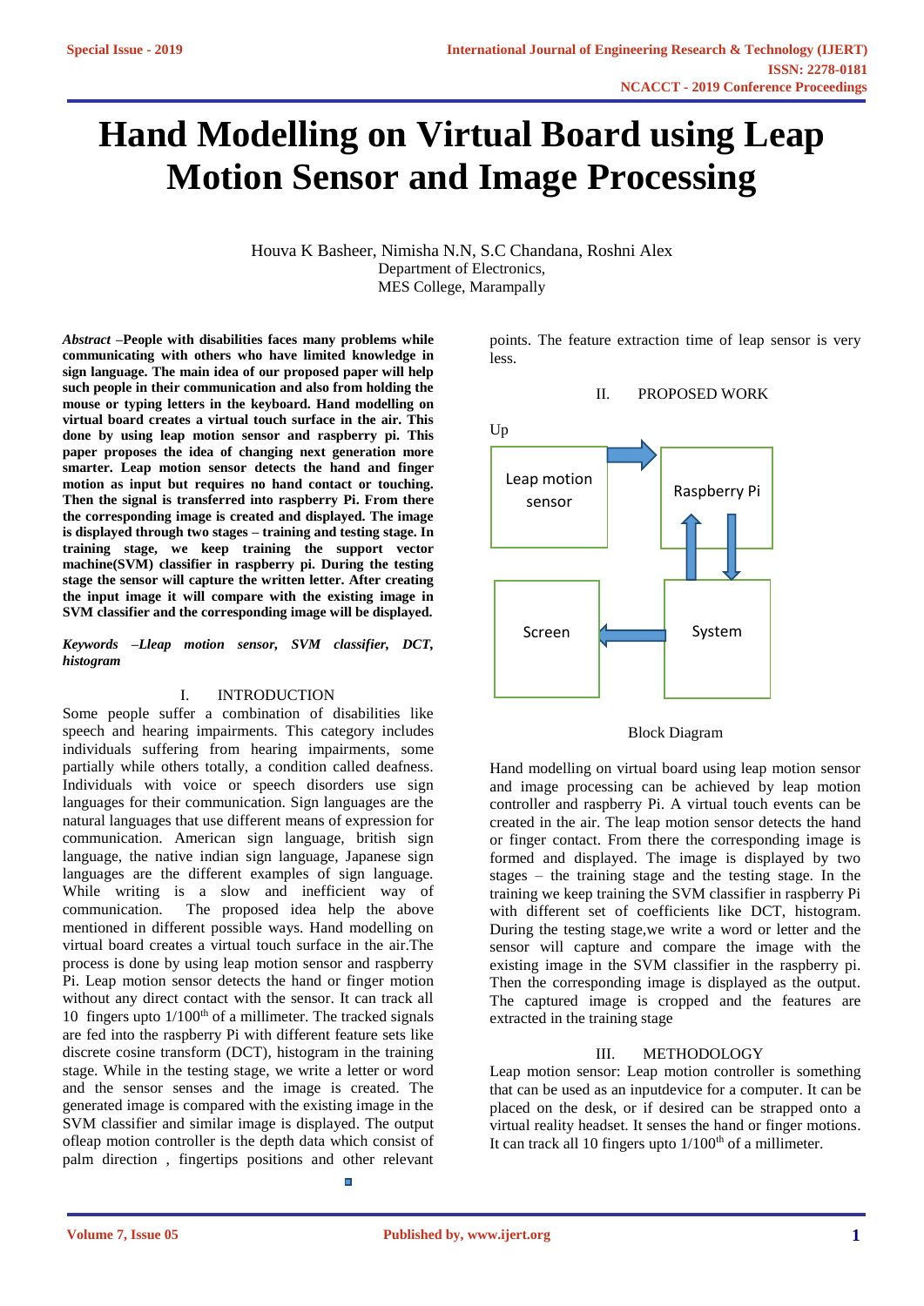# Hand Modelling on Virtual Board using Leap Motion Sensor and Image Processing

Houva K Basheer, Nimisha N.N, S.C Chandana, Roshni Alex
Department of Electronics,
MES College, Marampally

***Abstract* –People with disabilities faces many problems while communicating with others who have limited knowledge in sign language. The main idea of our proposed paper will help such people in their communication and also from holding the mouse or typing letters in the keyboard. Hand modelling on virtual board creates a virtual touch surface in the air. This done by using leap motion sensor and raspberry pi. This paper proposes the idea of changing next generation more smarter. Leap motion sensor detects the hand and finger motion as input but requires no hand contact or touching. Then the signal is transferred into raspberry Pi. From there the corresponding image is created and displayed. The image is displayed through two stages – training and testing stage. In training stage, we keep training the support vector machine(SVM) classifier in raspberry pi. During the testing stage the sensor will capture the written letter. After creating the input image it will compare with the existing image in SVM classifier and the corresponding image will be displayed.**

***Keywords –Lleap motion sensor, SVM classifier, DCT, histogram***

## I. INTRODUCTION

Some people suffer a combination of disabilities like speech and hearing impairments. This category includes individuals suffering from hearing impairments, some partially while others totally, a condition called deafness. Individuals with voice or speech disorders use sign languages for their communication. Sign languages are the natural languages that use different means of expression for communication. American sign language, british sign language, the native indian sign language, Japanese sign languages are the different examples of sign language. While writing is a slow and inefficient way of communication. The proposed idea help the above mentioned in different possible ways. Hand modelling on virtual board creates a virtual touch surface in the air.The process is done by using leap motion sensor and raspberry Pi. Leap motion sensor detects the hand or finger motion without any direct contact with the sensor. It can track all 10 fingers upto $1/100^{th}$ of a millimeter. The tracked signals are fed into the raspberry Pi with different feature sets like discrete cosine transform (DCT), histogram in the training stage. While in the testing stage, we write a letter or word and the sensor senses and the image is created. The generated image is compared with the existing image in the SVM classifier and similar image is displayed. The output ofleap motion controller is the depth data which consist of palm direction , fingertips positions and other relevant points. The feature extraction time of leap sensor is very less.

## II. PROPOSED WORK

Up

Leap motion sensor → Raspberry Pi ⇅ System → Screen

Block Diagram

Hand modelling on virtual board using leap motion sensor and image processing can be achieved by leap motion controller and raspberry Pi. A virtual touch events can be created in the air. The leap motion sensor detects the hand or finger contact. From there the corresponding image is formed and displayed. The image is displayed by two stages – the training stage and the testing stage. In the training we keep training the SVM classifier in raspberry Pi with different set of coefficients like DCT, histogram. During the testing stage,we write a word or letter and the sensor will capture and compare the image with the existing image in the SVM classifier in the raspberry pi. Then the corresponding image is displayed as the output. The captured image is cropped and the features are extracted in the training stage

## III. METHODOLOGY

Leap motion sensor: Leap motion controller is something that can be used as an inputdevice for a computer. It can be placed on the desk, or if desired can be strapped onto a virtual reality headset. It senses the hand or finger motions. It can track all 10 fingers upto $1/100^{th}$ of a millimeter.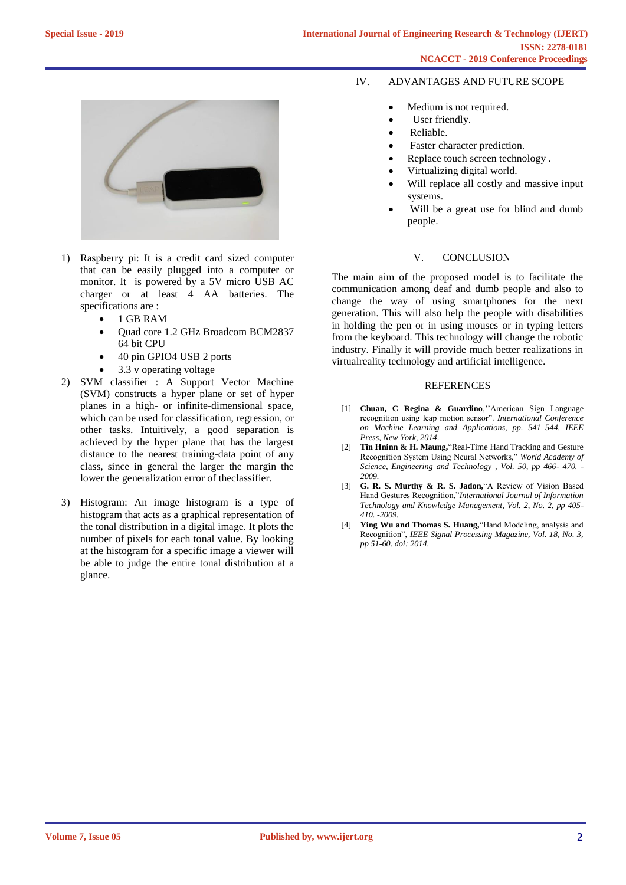1) Raspberry pi: It is a credit card sized computer that can be easily plugged into a computer or monitor. It is powered by a 5V micro USB AC charger or at least 4 AA batteries. The specifications are :
   - 1 GB RAM
   - Quad core 1.2 GHz Broadcom BCM2837 64 bit CPU
   - 40 pin GPIO4 USB 2 ports
   - 3.3 v operating voltage
2) SVM classifier : A Support Vector Machine (SVM) constructs a hyper plane or set of hyper planes in a high- or infinite-dimensional space, which can be used for classification, regression, or other tasks. Intuitively, a good separation is achieved by the hyper plane that has the largest distance to the nearest training-data point of any class, since in general the larger the margin the lower the generalization error of theclassifier.

3) Histogram: An image histogram is a type of histogram that acts as a graphical representation of the tonal distribution in a digital image. It plots the number of pixels for each tonal value. By looking at the histogram for a specific image a viewer will be able to judge the entire tonal distribution at a glance.

## IV. ADVANTAGES AND FUTURE SCOPE

- Medium is not required.
- User friendly.
- Reliable.
- Faster character prediction.
- Replace touch screen technology .
- Virtualizing digital world.
- Will replace all costly and massive input systems.
- Will be a great use for blind and dumb people.

## V. CONCLUSION

The main aim of the proposed model is to facilitate the communication among deaf and dumb people and also to change the way of using smartphones for the next generation. This will also help the people with disabilities in holding the pen or in using mouses or in typing letters from the keyboard. This technology will change the robotic industry. Finally it will provide much better realizations in virtualreality technology and artificial intelligence.

## REFERENCES

[1] **Chuan, C Regina & Guardino**,''American Sign Language recognition using leap motion sensor". *International Conference on Machine Learning and Applications, pp. 541–544. IEEE Press, New York, 2014*.

[2] **Tin Hninn & H. Maung,**"Real-Time Hand Tracking and Gesture Recognition System Using Neural Networks," *World Academy of Science, Engineering and Technology , Vol. 50, pp 466- 470. -2009.*

[3] **G. R. S. Murthy & R. S. Jadon,**"A Review of Vision Based Hand Gestures Recognition,"*International Journal of Information Technology and Knowledge Management, Vol. 2, No. 2, pp 405-410. -2009.*

[4] **Ying Wu and Thomas S. Huang,**"Hand Modeling, analysis and Recognition", *IEEE Signal Processing Magazine, Vol. 18, No. 3, pp 51-60. doi: 2014.*